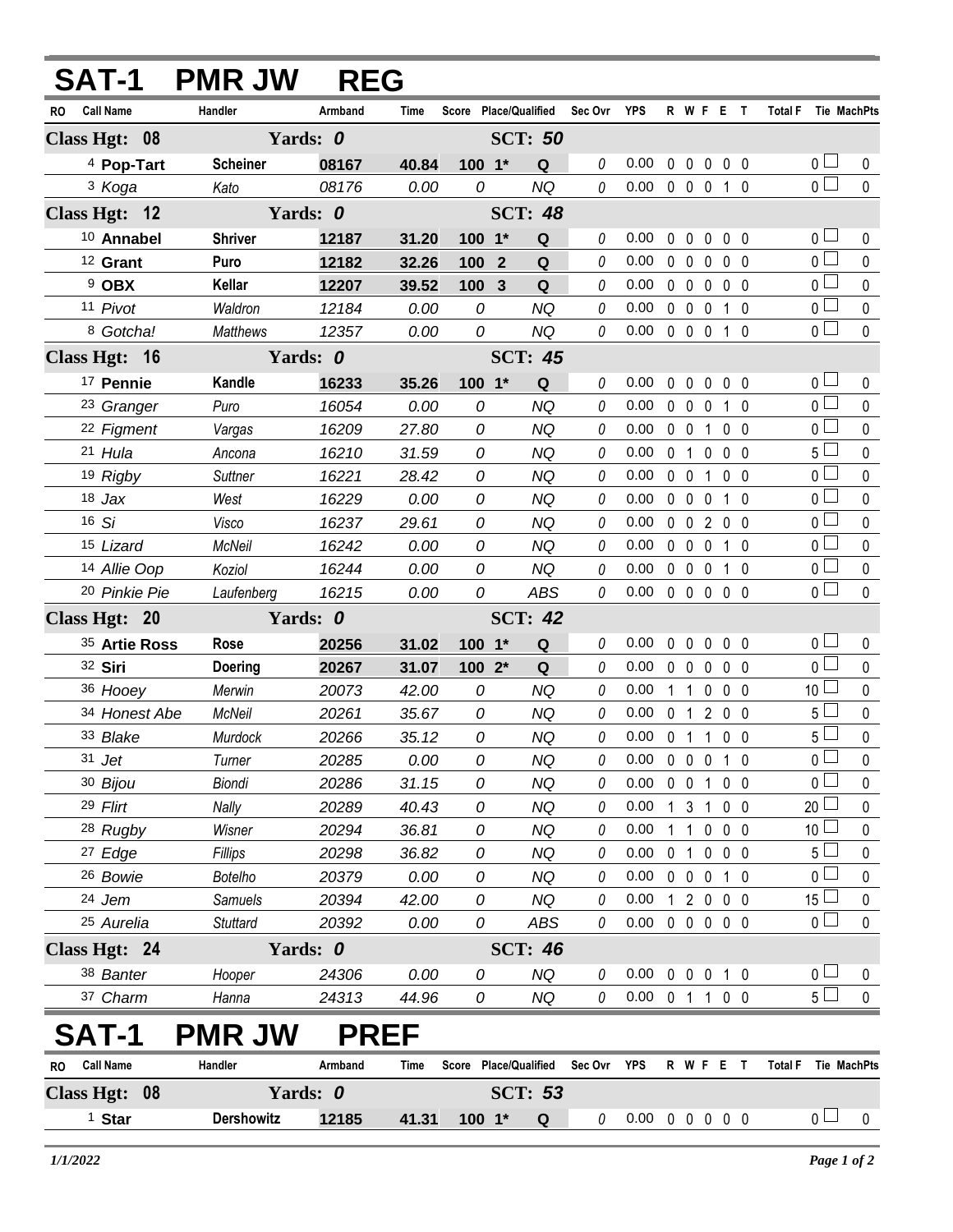# SAT-1 PMR JW REG

| RO | Call Name | Handler | Armband | Time | Score | Place/Qualified | | Sec Ovr | YPS | R | W | F | E | T | Total F | Tie | MachPts |
|---|---|---|---|---|---|---|---|---|---|---|---|---|---|---|---|---|---|
| **Class Hgt: 08** | | **Yards: 0** | | | | **SCT: 50** | | | | | | | | | | | |
| 4 | **Pop-Tart** | **Scheiner** | **08167** | **40.84** | **100** | **1*** | **Q** | 0 | 0.00 | 0 | 0 | 0 | 0 | 0 | 0 | ☐ | 0 |
| 3 | *Koga* | *Kato* | *08176* | *0.00* | *0* | | *NQ* | 0 | 0.00 | 0 | 0 | 0 | 1 | 0 | 0 | ☐ | 0 |
| **Class Hgt: 12** | | **Yards: 0** | | | | **SCT: 48** | | | | | | | | | | | |
| 10 | **Annabel** | **Shriver** | **12187** | **31.20** | **100** | **1*** | **Q** | 0 | 0.00 | 0 | 0 | 0 | 0 | 0 | 0 | ☐ | 0 |
| 12 | **Grant** | **Puro** | **12182** | **32.26** | **100** | **2** | **Q** | 0 | 0.00 | 0 | 0 | 0 | 0 | 0 | 0 | ☐ | 0 |
| 9 | **OBX** | **Kellar** | **12207** | **39.52** | **100** | **3** | **Q** | 0 | 0.00 | 0 | 0 | 0 | 0 | 0 | 0 | ☐ | 0 |
| 11 | *Pivot* | *Waldron* | *12184* | *0.00* | *0* | | *NQ* | 0 | 0.00 | 0 | 0 | 0 | 1 | 0 | 0 | ☐ | 0 |
| 8 | *Gotcha!* | *Matthews* | *12357* | *0.00* | *0* | | *NQ* | 0 | 0.00 | 0 | 0 | 0 | 1 | 0 | 0 | ☐ | 0 |
| **Class Hgt: 16** | | **Yards: 0** | | | | **SCT: 45** | | | | | | | | | | | |
| 17 | **Pennie** | **Kandle** | **16233** | **35.26** | **100** | **1*** | **Q** | 0 | 0.00 | 0 | 0 | 0 | 0 | 0 | 0 | ☐ | 0 |
| 23 | *Granger* | *Puro* | *16054* | *0.00* | *0* | | *NQ* | 0 | 0.00 | 0 | 0 | 0 | 1 | 0 | 0 | ☐ | 0 |
| 22 | *Figment* | *Vargas* | *16209* | *27.80* | *0* | | *NQ* | 0 | 0.00 | 0 | 0 | 1 | 0 | 0 | 0 | ☐ | 0 |
| 21 | *Hula* | *Ancona* | *16210* | *31.59* | *0* | | *NQ* | 0 | 0.00 | 0 | 1 | 0 | 0 | 0 | 5 | ☐ | 0 |
| 19 | *Rigby* | *Suttner* | *16221* | *28.42* | *0* | | *NQ* | 0 | 0.00 | 0 | 0 | 1 | 0 | 0 | 0 | ☐ | 0 |
| 18 | *Jax* | *West* | *16229* | *0.00* | *0* | | *NQ* | 0 | 0.00 | 0 | 0 | 0 | 1 | 0 | 0 | ☐ | 0 |
| 16 | *Si* | *Visco* | *16237* | *29.61* | *0* | | *NQ* | 0 | 0.00 | 0 | 0 | 2 | 0 | 0 | 0 | ☐ | 0 |
| 15 | *Lizard* | *McNeil* | *16242* | *0.00* | *0* | | *NQ* | 0 | 0.00 | 0 | 0 | 0 | 1 | 0 | 0 | ☐ | 0 |
| 14 | *Allie Oop* | *Koziol* | *16244* | *0.00* | *0* | | *NQ* | 0 | 0.00 | 0 | 0 | 0 | 1 | 0 | 0 | ☐ | 0 |
| 20 | *Pinkie Pie* | *Laufenberg* | *16215* | *0.00* | *0* | | *ABS* | 0 | 0.00 | 0 | 0 | 0 | 0 | 0 | 0 | ☐ | 0 |
| **Class Hgt: 20** | | **Yards: 0** | | | | **SCT: 42** | | | | | | | | | | | |
| 35 | **Artie Ross** | **Rose** | **20256** | **31.02** | **100** | **1*** | **Q** | 0 | 0.00 | 0 | 0 | 0 | 0 | 0 | 0 | ☐ | 0 |
| 32 | **Siri** | **Doering** | **20267** | **31.07** | **100** | **2*** | **Q** | 0 | 0.00 | 0 | 0 | 0 | 0 | 0 | 0 | ☐ | 0 |
| 36 | *Hooey* | *Merwin* | *20073* | *42.00* | *0* | | *NQ* | 0 | 0.00 | 1 | 1 | 0 | 0 | 0 | 10 | ☐ | 0 |
| 34 | *Honest Abe* | *McNeil* | *20261* | *35.67* | *0* | | *NQ* | 0 | 0.00 | 0 | 1 | 2 | 0 | 0 | 5 | ☐ | 0 |
| 33 | *Blake* | *Murdock* | *20266* | *35.12* | *0* | | *NQ* | 0 | 0.00 | 0 | 1 | 1 | 0 | 0 | 5 | ☐ | 0 |
| 31 | *Jet* | *Turner* | *20285* | *0.00* | *0* | | *NQ* | 0 | 0.00 | 0 | 0 | 0 | 1 | 0 | 0 | ☐ | 0 |
| 30 | *Bijou* | *Biondi* | *20286* | *31.15* | *0* | | *NQ* | 0 | 0.00 | 0 | 0 | 1 | 0 | 0 | 0 | ☐ | 0 |
| 29 | *Flirt* | *Nally* | *20289* | *40.43* | *0* | | *NQ* | 0 | 0.00 | 1 | 3 | 1 | 0 | 0 | 20 | ☐ | 0 |
| 28 | *Rugby* | *Wisner* | *20294* | *36.81* | *0* | | *NQ* | 0 | 0.00 | 1 | 1 | 0 | 0 | 0 | 10 | ☐ | 0 |
| 27 | *Edge* | *Fillips* | *20298* | *36.82* | *0* | | *NQ* | 0 | 0.00 | 0 | 1 | 0 | 0 | 0 | 5 | ☐ | 0 |
| 26 | *Bowie* | *Botelho* | *20379* | *0.00* | *0* | | *NQ* | 0 | 0.00 | 0 | 0 | 0 | 1 | 0 | 0 | ☐ | 0 |
| 24 | *Jem* | *Samuels* | *20394* | *42.00* | *0* | | *NQ* | 0 | 0.00 | 1 | 2 | 0 | 0 | 0 | 15 | ☐ | 0 |
| 25 | *Aurelia* | *Stuttard* | *20392* | *0.00* | *0* | | *ABS* | 0 | 0.00 | 0 | 0 | 0 | 0 | 0 | 0 | ☐ | 0 |
| **Class Hgt: 24** | | **Yards: 0** | | | | **SCT: 46** | | | | | | | | | | | |
| 38 | *Banter* | *Hooper* | *24306* | *0.00* | *0* | | *NQ* | 0 | 0.00 | 0 | 0 | 0 | 1 | 0 | 0 | ☐ | 0 |
| 37 | *Charm* | *Hanna* | *24313* | *44.96* | *0* | | *NQ* | 0 | 0.00 | 0 | 1 | 1 | 0 | 0 | 5 | ☐ | 0 |

# SAT-1 PMR JW PREF

| RO | Call Name | Handler | Armband | Time | Score | Place/Qualified | | Sec Ovr | YPS | R | W | F | E | T | Total F | Tie | MachPts |
|---|---|---|---|---|---|---|---|---|---|---|---|---|---|---|---|---|---|
| **Class Hgt: 08** | | **Yards: 0** | | | | **SCT: 53** | | | | | | | | | | | |
| 1 | **Star** | **Dershowitz** | **12185** | **41.31** | **100** | **1*** | **Q** | 0 | 0.00 | 0 | 0 | 0 | 0 | 0 | 0 | ☐ | 0 |

*1/1/2022*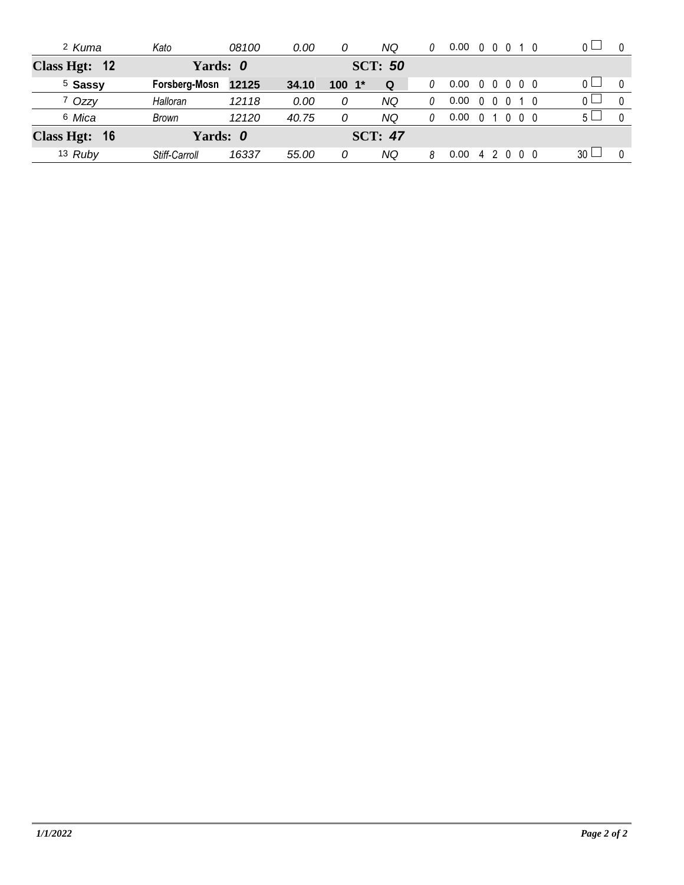| | | | | | | | | | | | | | | | |
|---|---|---|---|---|---|---|---|---|---|---|---|---|---|---|---|
| 2 *Kuma* | *Kato* | *08100* | *0.00* | *0* | | *NQ* | *0* | 0.00 | 0 | 0 | 0 | 1 | 0 | 0 ☐ | 0 |
| **Class Hgt: 12** | **Yards: *0*** | | | | | **SCT: *50*** | | | | | | | | | |
| 5 **Sassy** | **Forsberg-Mosn** | **12125** | **34.10** | **100** | **1*** | **Q** | *0* | 0.00 | 0 | 0 | 0 | 0 | 0 | 0 ☐ | 0 |
| 7 *Ozzy* | *Halloran* | *12118* | *0.00* | *0* | | *NQ* | *0* | 0.00 | 0 | 0 | 0 | 1 | 0 | 0 ☐ | 0 |
| 6 *Mica* | *Brown* | *12120* | *40.75* | *0* | | *NQ* | *0* | 0.00 | 0 | 1 | 0 | 0 | 0 | 5 ☐ | 0 |
| **Class Hgt: 16** | **Yards: *0*** | | | | | **SCT: *47*** | | | | | | | | | |
| 13 *Ruby* | *Stiff-Carroll* | *16337* | *55.00* | *0* | | *NQ* | *8* | 0.00 | 4 | 2 | 0 | 0 | 0 | 30 ☐ | 0 |

*1/1/2022*